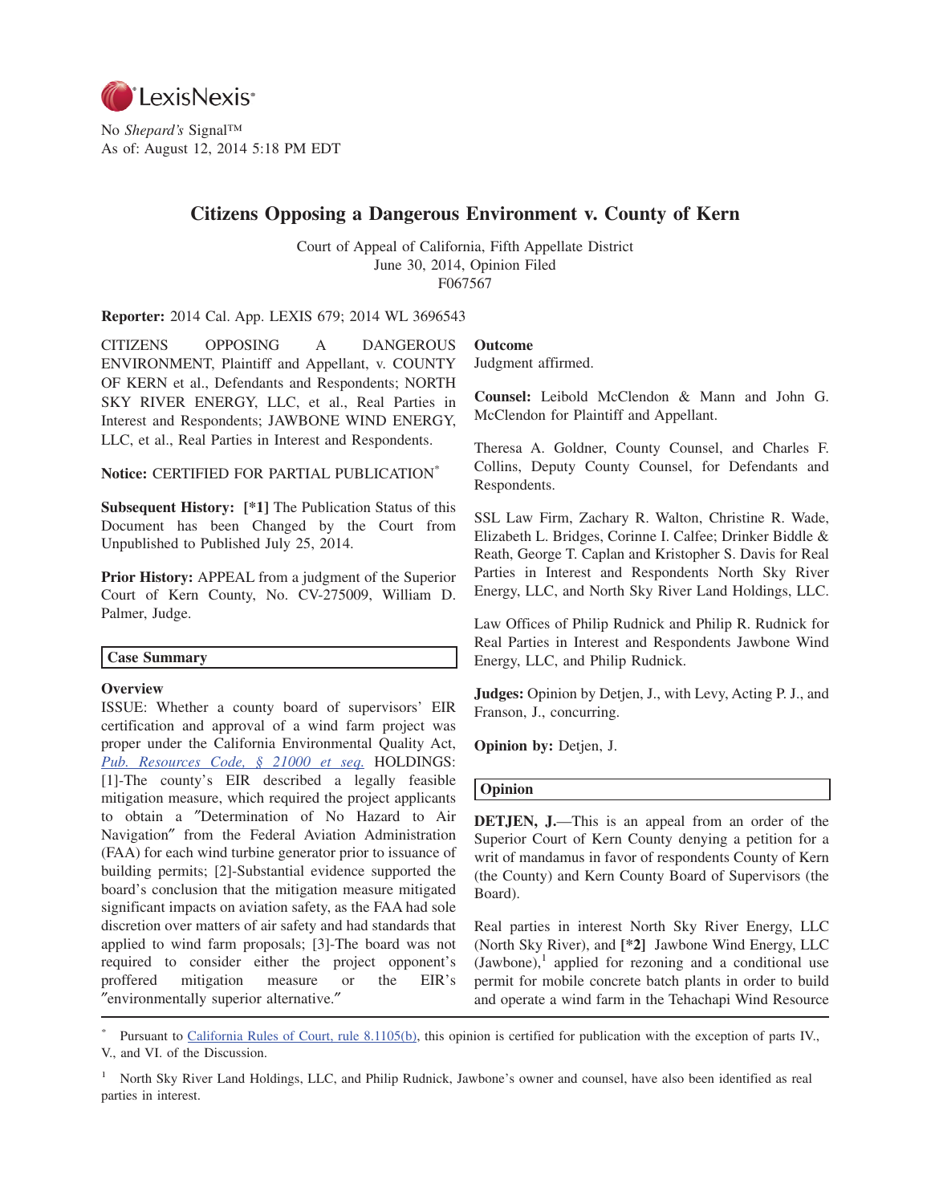No *Shepard's* Signal™
As of: August 12, 2014 5:18 PM EDT

# Citizens Opposing a Dangerous Environment v. County of Kern

Court of Appeal of California, Fifth Appellate District
June 30, 2014, Opinion Filed
F067567

**Reporter:** 2014 Cal. App. LEXIS 679; 2014 WL 3696543

CITIZENS OPPOSING A DANGEROUS ENVIRONMENT, Plaintiff and Appellant, v. COUNTY OF KERN et al., Defendants and Respondents; NORTH SKY RIVER ENERGY, LLC, et al., Real Parties in Interest and Respondents; JAWBONE WIND ENERGY, LLC, et al., Real Parties in Interest and Respondents.

**Notice:** CERTIFIED FOR PARTIAL PUBLICATION[*]

**Subsequent History:** **[*1]** The Publication Status of this Document has been Changed by the Court from Unpublished to Published July 25, 2014.

**Prior History:** APPEAL from a judgment of the Superior Court of Kern County, No. CV-275009, William D. Palmer, Judge.

## Case Summary

### Overview

ISSUE: Whether a county board of supervisors' EIR certification and approval of a wind farm project was proper under the California Environmental Quality Act, Pub. Resources Code, § 21000 et seq. HOLDINGS: [1]-The county's EIR described a legally feasible mitigation measure, which required the project applicants to obtain a "Determination of No Hazard to Air Navigation" from the Federal Aviation Administration (FAA) for each wind turbine generator prior to issuance of building permits; [2]-Substantial evidence supported the board's conclusion that the mitigation measure mitigated significant impacts on aviation safety, as the FAA had sole discretion over matters of air safety and had standards that applied to wind farm proposals; [3]-The board was not required to consider either the project opponent's proffered mitigation measure or the EIR's "environmentally superior alternative."

### Outcome

Judgment affirmed.

**Counsel:** Leibold McClendon & Mann and John G. McClendon for Plaintiff and Appellant.

Theresa A. Goldner, County Counsel, and Charles F. Collins, Deputy County Counsel, for Defendants and Respondents.

SSL Law Firm, Zachary R. Walton, Christine R. Wade, Elizabeth L. Bridges, Corinne I. Calfee; Drinker Biddle & Reath, George T. Caplan and Kristopher S. Davis for Real Parties in Interest and Respondents North Sky River Energy, LLC, and North Sky River Land Holdings, LLC.

Law Offices of Philip Rudnick and Philip R. Rudnick for Real Parties in Interest and Respondents Jawbone Wind Energy, LLC, and Philip Rudnick.

**Judges:** Opinion by Detjen, J., with Levy, Acting P. J., and Franson, J., concurring.

**Opinion by:** Detjen, J.

## Opinion

**DETJEN, J.**—This is an appeal from an order of the Superior Court of Kern County denying a petition for a writ of mandamus in favor of respondents County of Kern (the County) and Kern County Board of Supervisors (the Board).

Real parties in interest North Sky River Energy, LLC (North Sky River), and **[*2]** Jawbone Wind Energy, LLC (Jawbone),[1] applied for rezoning and a conditional use permit for mobile concrete batch plants in order to build and operate a wind farm in the Tehachapi Wind Resource

---

[*] Pursuant to California Rules of Court, rule 8.1105(b), this opinion is certified for publication with the exception of parts IV., V., and VI. of the Discussion.

[1] North Sky River Land Holdings, LLC, and Philip Rudnick, Jawbone's owner and counsel, have also been identified as real parties in interest.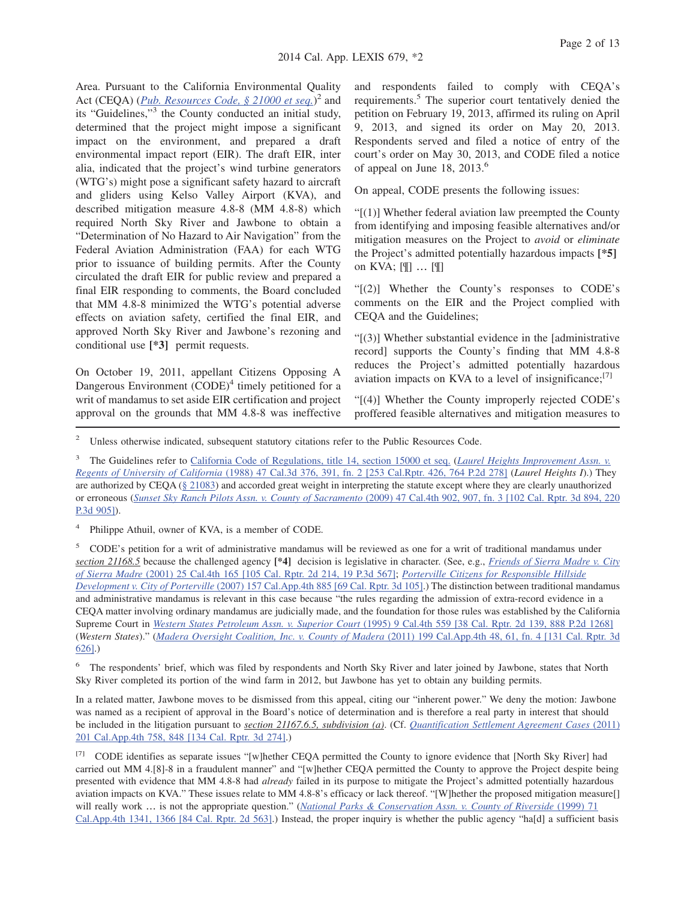Area. Pursuant to the California Environmental Quality Act (CEQA) (*Pub. Resources Code, § 21000 et seq.*)[2] and its "Guidelines,"[3] the County conducted an initial study, determined that the project might impose a significant impact on the environment, and prepared a draft environmental impact report (EIR). The draft EIR, inter alia, indicated that the project's wind turbine generators (WTG's) might pose a significant safety hazard to aircraft and gliders using Kelso Valley Airport (KVA), and described mitigation measure 4.8-8 (MM 4.8-8) which required North Sky River and Jawbone to obtain a "Determination of No Hazard to Air Navigation" from the Federal Aviation Administration (FAA) for each WTG prior to issuance of building permits. After the County circulated the draft EIR for public review and prepared a final EIR responding to comments, the Board concluded that MM 4.8-8 minimized the WTG's potential adverse effects on aviation safety, certified the final EIR, and approved North Sky River and Jawbone's rezoning and conditional use **[\*3]** permit requests.

On October 19, 2011, appellant Citizens Opposing A Dangerous Environment (CODE)[4] timely petitioned for a writ of mandamus to set aside EIR certification and project approval on the grounds that MM 4.8-8 was ineffective and respondents failed to comply with CEQA's requirements.[5] The superior court tentatively denied the petition on February 19, 2013, affirmed its ruling on April 9, 2013, and signed its order on May 20, 2013. Respondents served and filed a notice of entry of the court's order on May 30, 2013, and CODE filed a notice of appeal on June 18, 2013.[6]

On appeal, CODE presents the following issues:

"[(1)] Whether federal aviation law preempted the County from identifying and imposing feasible alternatives and/or mitigation measures on the Project to *avoid* or *eliminate* the Project's admitted potentially hazardous impacts **[\*5]** on KVA; [¶] … [¶]

"[(2)] Whether the County's responses to CODE's comments on the EIR and the Project complied with CEQA and the Guidelines;

"[(3)] Whether substantial evidence in the [administrative record] supports the County's finding that MM 4.8-8 reduces the Project's admitted potentially hazardous aviation impacts on KVA to a level of insignificance;[7]

"[(4)] Whether the County improperly rejected CODE's proffered feasible alternatives and mitigation measures to

---

[2] Unless otherwise indicated, subsequent statutory citations refer to the Public Resources Code.

[3] The Guidelines refer to California Code of Regulations, title 14, section 15000 et seq. (*Laurel Heights Improvement Assn. v. Regents of University of California* (1988) 47 Cal.3d 376, 391, fn. 2 [253 Cal.Rptr. 426, 764 P.2d 278] (*Laurel Heights I*).) They are authorized by CEQA (§ 21083) and accorded great weight in interpreting the statute except where they are clearly unauthorized or erroneous (*Sunset Sky Ranch Pilots Assn. v. County of Sacramento* (2009) 47 Cal.4th 902, 907, fn. 3 [102 Cal. Rptr. 3d 894, 220 P.3d 905]).

[4] Philippe Athuil, owner of KVA, is a member of CODE.

[5] CODE's petition for a writ of administrative mandamus will be reviewed as one for a writ of traditional mandamus under *section 21168.5* because the challenged agency **[\*4]** decision is legislative in character. (See, e.g., *Friends of Sierra Madre v. City of Sierra Madre* (2001) 25 Cal.4th 165 [105 Cal. Rptr. 2d 214, 19 P.3d 567]; *Porterville Citizens for Responsible Hillside Development v. City of Porterville* (2007) 157 Cal.App.4th 885 [69 Cal. Rptr. 3d 105].) The distinction between traditional mandamus and administrative mandamus is relevant in this case because "the rules regarding the admission of extra-record evidence in a CEQA matter involving ordinary mandamus are judicially made, and the foundation for those rules was established by the California Supreme Court in *Western States Petroleum Assn. v. Superior Court* (1995) 9 Cal.4th 559 [38 Cal. Rptr. 2d 139, 888 P.2d 1268] (*Western States*)." (*Madera Oversight Coalition, Inc. v. County of Madera* (2011) 199 Cal.App.4th 48, 61, fn. 4 [131 Cal. Rptr. 3d 626].)

[6] The respondents' brief, which was filed by respondents and North Sky River and later joined by Jawbone, states that North Sky River completed its portion of the wind farm in 2012, but Jawbone has yet to obtain any building permits.

In a related matter, Jawbone moves to be dismissed from this appeal, citing our "inherent power." We deny the motion: Jawbone was named as a recipient of approval in the Board's notice of determination and is therefore a real party in interest that should be included in the litigation pursuant to *section 21167.6.5, subdivision (a)*. (Cf. *Quantification Settlement Agreement Cases* (2011) 201 Cal.App.4th 758, 848 [134 Cal. Rptr. 3d 274].)

[7] CODE identifies as separate issues "[w]hether CEQA permitted the County to ignore evidence that [North Sky River] had carried out MM 4.[8]-8 in a fraudulent manner" and "[w]hether CEQA permitted the County to approve the Project despite being presented with evidence that MM 4.8-8 had *already* failed in its purpose to mitigate the Project's admitted potentially hazardous aviation impacts on KVA." These issues relate to MM 4.8-8's efficacy or lack thereof. "[W]hether the proposed mitigation measure[] will really work … is not the appropriate question." (*National Parks & Conservation Assn. v. County of Riverside* (1999) 71 Cal.App.4th 1341, 1366 [84 Cal. Rptr. 2d 563].) Instead, the proper inquiry is whether the public agency "ha[d] a sufficient basis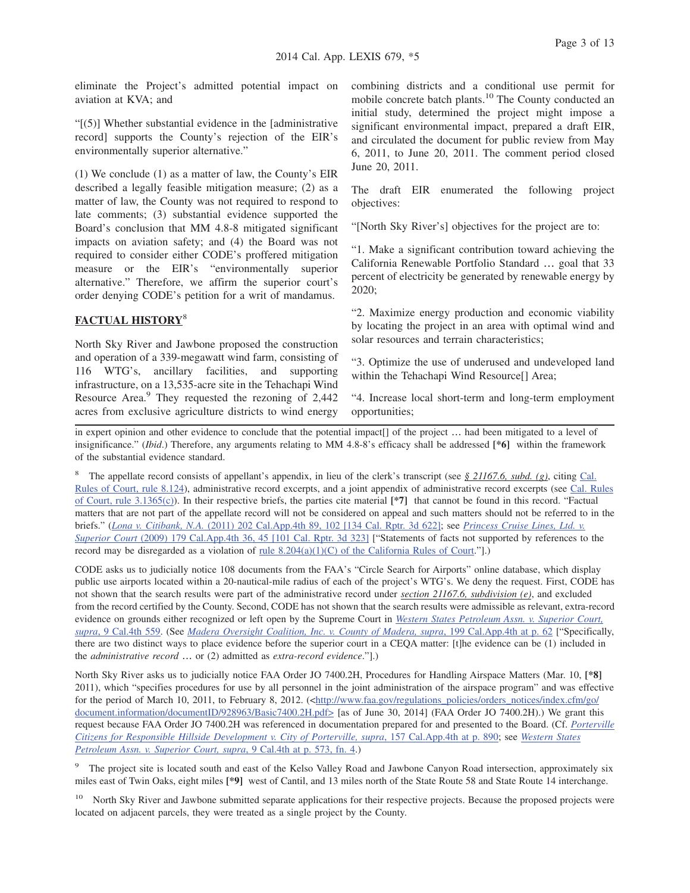eliminate the Project's admitted potential impact on aviation at KVA; and

"[(5)] Whether substantial evidence in the [administrative record] supports the County's rejection of the EIR's environmentally superior alternative."

(1) We conclude (1) as a matter of law, the County's EIR described a legally feasible mitigation measure; (2) as a matter of law, the County was not required to respond to late comments; (3) substantial evidence supported the Board's conclusion that MM 4.8-8 mitigated significant impacts on aviation safety; and (4) the Board was not required to consider either CODE's proffered mitigation measure or the EIR's "environmentally superior alternative." Therefore, we affirm the superior court's order denying CODE's petition for a writ of mandamus.

## FACTUAL HISTORY[8]

North Sky River and Jawbone proposed the construction and operation of a 339-megawatt wind farm, consisting of 116 WTG's, ancillary facilities, and supporting infrastructure, on a 13,535-acre site in the Tehachapi Wind Resource Area.[9] They requested the rezoning of 2,442 acres from exclusive agriculture districts to wind energy combining districts and a conditional use permit for mobile concrete batch plants.[10] The County conducted an initial study, determined the project might impose a significant environmental impact, prepared a draft EIR, and circulated the document for public review from May 6, 2011, to June 20, 2011. The comment period closed June 20, 2011.

The draft EIR enumerated the following project objectives:

"[North Sky River's] objectives for the project are to:

"1. Make a significant contribution toward achieving the California Renewable Portfolio Standard … goal that 33 percent of electricity be generated by renewable energy by 2020;

"2. Maximize energy production and economic viability by locating the project in an area with optimal wind and solar resources and terrain characteristics;

"3. Optimize the use of underused and undeveloped land within the Tehachapi Wind Resource[] Area;

"4. Increase local short-term and long-term employment opportunities;

---

in expert opinion and other evidence to conclude that the potential impact[] of the project … had been mitigated to a level of insignificance." (*Ibid*.) Therefore, any arguments relating to MM 4.8-8's efficacy shall be addressed **[\*6]** within the framework of the substantial evidence standard.

[8] The appellate record consists of appellant's appendix, in lieu of the clerk's transcript (see *§ 21167.6, subd. (g)*, citing Cal. Rules of Court, rule 8.124), administrative record excerpts, and a joint appendix of administrative record excerpts (see Cal. Rules of Court, rule 3.1365(c)). In their respective briefs, the parties cite material **[\*7]** that cannot be found in this record. "Factual matters that are not part of the appellate record will not be considered on appeal and such matters should not be referred to in the briefs." (*Lona v. Citibank, N.A.* (2011) 202 Cal.App.4th 89, 102 [134 Cal. Rptr. 3d 622]; see *Princess Cruise Lines, Ltd. v. Superior Court* (2009) 179 Cal.App.4th 36, 45 [101 Cal. Rptr. 3d 323] ["Statements of facts not supported by references to the record may be disregarded as a violation of rule 8.204(a)(1)(C) of the California Rules of Court."].)

CODE asks us to judicially notice 108 documents from the FAA's "Circle Search for Airports" online database, which display public use airports located within a 20-nautical-mile radius of each of the project's WTG's. We deny the request. First, CODE has not shown that the search results were part of the administrative record under *section 21167.6, subdivision (e)*, and excluded from the record certified by the County. Second, CODE has not shown that the search results were admissible as relevant, extra-record evidence on grounds either recognized or left open by the Supreme Court in *Western States Petroleum Assn. v. Superior Court, supra*, 9 Cal.4th 559. (See *Madera Oversight Coalition, Inc. v. County of Madera, supra*, 199 Cal.App.4th at p. 62 ["Specifically, there are two distinct ways to place evidence before the superior court in a CEQA matter: [t]he evidence can be (1) included in the *administrative record* … or (2) admitted as *extra-record evidence*."].)

North Sky River asks us to judicially notice FAA Order JO 7400.2H, Procedures for Handling Airspace Matters (Mar. 10, **[\*8]** 2011), which "specifies procedures for use by all personnel in the joint administration of the airspace program" and was effective for the period of March 10, 2011, to February 8, 2012. (<http://www.faa.gov/regulations_policies/orders_notices/index.cfm/go/document.information/documentID/928963/Basic7400.2H.pdf> [as of June 30, 2014] (FAA Order JO 7400.2H).) We grant this request because FAA Order JO 7400.2H was referenced in documentation prepared for and presented to the Board. (Cf. *Porterville Citizens for Responsible Hillside Development v. City of Porterville, supra*, 157 Cal.App.4th at p. 890; see *Western States Petroleum Assn. v. Superior Court, supra*, 9 Cal.4th at p. 573, fn. 4.)

[9] The project site is located south and east of the Kelso Valley Road and Jawbone Canyon Road intersection, approximately six miles east of Twin Oaks, eight miles **[\*9]** west of Cantil, and 13 miles north of the State Route 58 and State Route 14 interchange.

[10] North Sky River and Jawbone submitted separate applications for their respective projects. Because the proposed projects were located on adjacent parcels, they were treated as a single project by the County.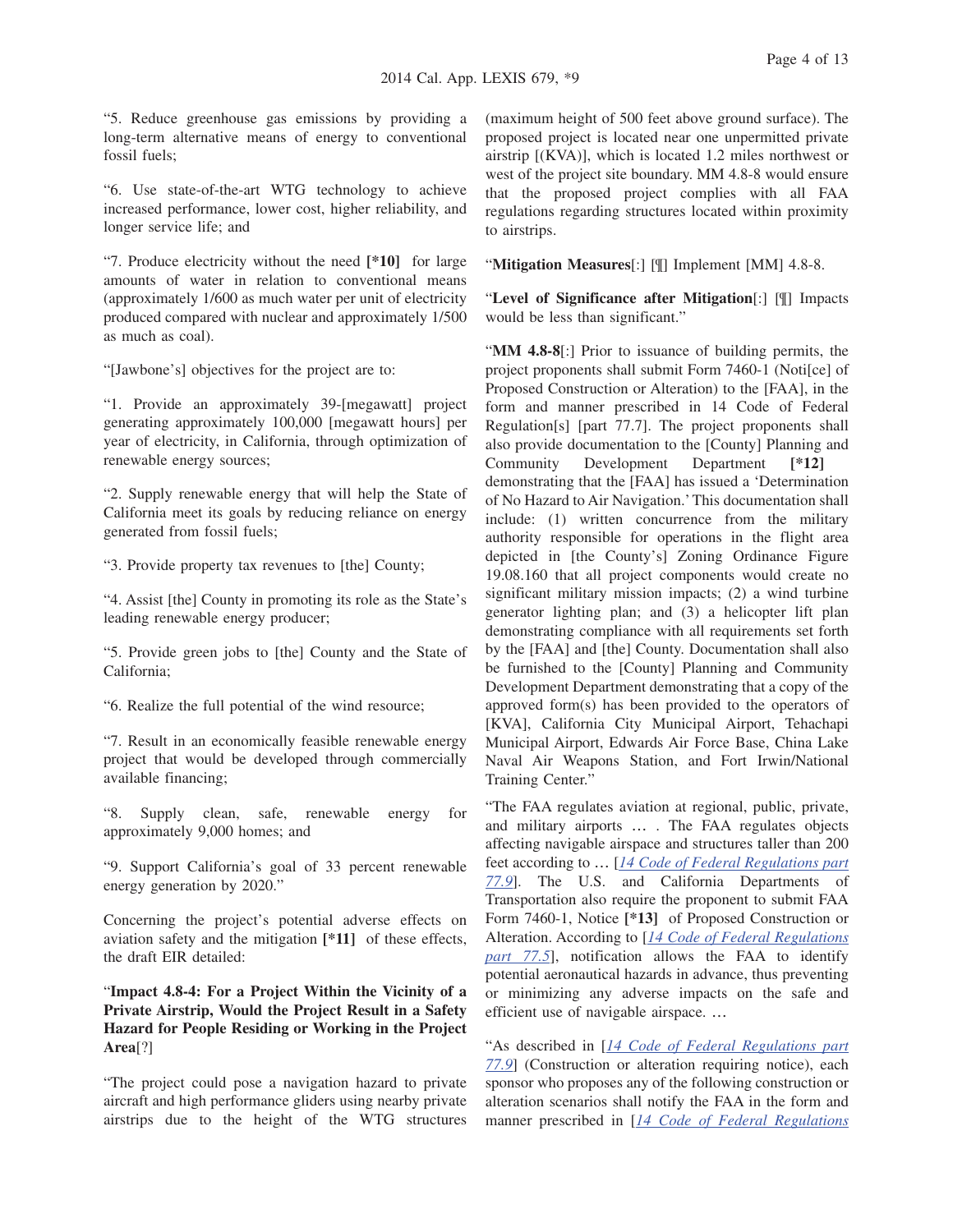"5. Reduce greenhouse gas emissions by providing a long-term alternative means of energy to conventional fossil fuels;

"6. Use state-of-the-art WTG technology to achieve increased performance, lower cost, higher reliability, and longer service life; and

"7. Produce electricity without the need **[*10]** for large amounts of water in relation to conventional means (approximately 1/600 as much water per unit of electricity produced compared with nuclear and approximately 1/500 as much as coal).

"[Jawbone's] objectives for the project are to:

"1. Provide an approximately 39-[megawatt] project generating approximately 100,000 [megawatt hours] per year of electricity, in California, through optimization of renewable energy sources;

"2. Supply renewable energy that will help the State of California meet its goals by reducing reliance on energy generated from fossil fuels;

"3. Provide property tax revenues to [the] County;

"4. Assist [the] County in promoting its role as the State's leading renewable energy producer;

"5. Provide green jobs to [the] County and the State of California;

"6. Realize the full potential of the wind resource;

"7. Result in an economically feasible renewable energy project that would be developed through commercially available financing;

"8. Supply clean, safe, renewable energy for approximately 9,000 homes; and

"9. Support California's goal of 33 percent renewable energy generation by 2020."

Concerning the project's potential adverse effects on aviation safety and the mitigation **[*11]** of these effects, the draft EIR detailed:

"**Impact 4.8-4: For a Project Within the Vicinity of a Private Airstrip, Would the Project Result in a Safety Hazard for People Residing or Working in the Project Area**[?]

"The project could pose a navigation hazard to private aircraft and high performance gliders using nearby private airstrips due to the height of the WTG structures (maximum height of 500 feet above ground surface). The proposed project is located near one unpermitted private airstrip [(KVA)], which is located 1.2 miles northwest or west of the project site boundary. MM 4.8-8 would ensure that the proposed project complies with all FAA regulations regarding structures located within proximity to airstrips.

"**Mitigation Measures**[:] [¶] Implement [MM] 4.8-8.

"**Level of Significance after Mitigation**[:] [¶] Impacts would be less than significant."

"**MM 4.8-8**[:] Prior to issuance of building permits, the project proponents shall submit Form 7460-1 (Noti[ce] of Proposed Construction or Alteration) to the [FAA], in the form and manner prescribed in 14 Code of Federal Regulation[s] [part 77.7]. The project proponents shall also provide documentation to the [County] Planning and Community Development Department **[*12]** demonstrating that the [FAA] has issued a 'Determination of No Hazard to Air Navigation.' This documentation shall include: (1) written concurrence from the military authority responsible for operations in the flight area depicted in [the County's] Zoning Ordinance Figure 19.08.160 that all project components would create no significant military mission impacts; (2) a wind turbine generator lighting plan; and (3) a helicopter lift plan demonstrating compliance with all requirements set forth by the [FAA] and [the] County. Documentation shall also be furnished to the [County] Planning and Community Development Department demonstrating that a copy of the approved form(s) has been provided to the operators of [KVA], California City Municipal Airport, Tehachapi Municipal Airport, Edwards Air Force Base, China Lake Naval Air Weapons Station, and Fort Irwin/National Training Center."

"The FAA regulates aviation at regional, public, private, and military airports … . The FAA regulates objects affecting navigable airspace and structures taller than 200 feet according to … [*14 Code of Federal Regulations part 77.9*]. The U.S. and California Departments of Transportation also require the proponent to submit FAA Form 7460-1, Notice **[*13]** of Proposed Construction or Alteration. According to [*14 Code of Federal Regulations part 77.5*], notification allows the FAA to identify potential aeronautical hazards in advance, thus preventing or minimizing any adverse impacts on the safe and efficient use of navigable airspace. …

"As described in [*14 Code of Federal Regulations part 77.9*] (Construction or alteration requiring notice), each sponsor who proposes any of the following construction or alteration scenarios shall notify the FAA in the form and manner prescribed in [*14 Code of Federal Regulations*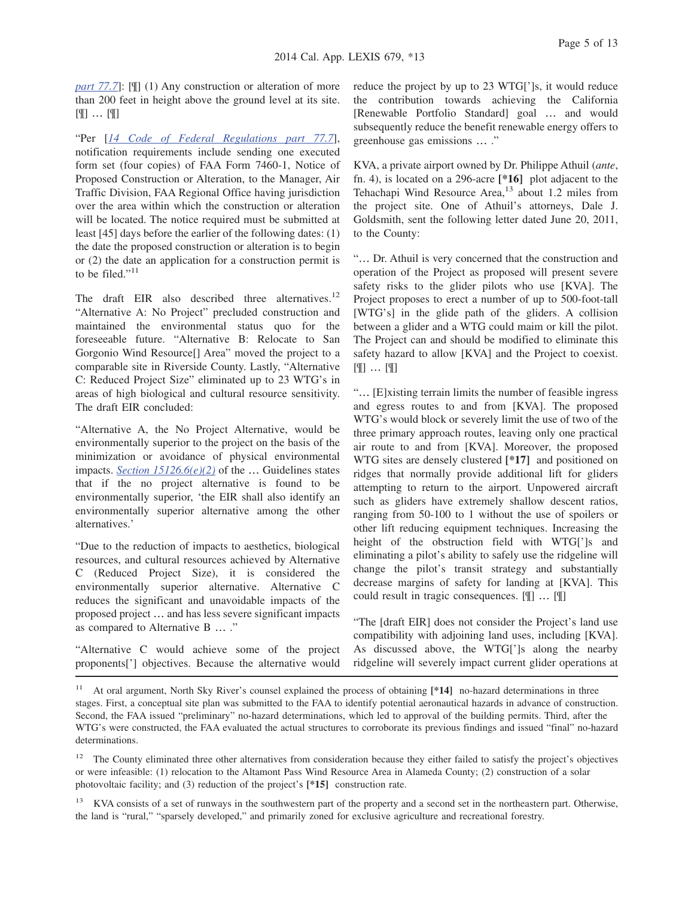[part 77.7]: [¶] (1) Any construction or alteration of more than 200 feet in height above the ground level at its site. [¶] … [¶]

"Per [14 Code of Federal Regulations part 77.7], notification requirements include sending one executed form set (four copies) of FAA Form 7460-1, Notice of Proposed Construction or Alteration, to the Manager, Air Traffic Division, FAA Regional Office having jurisdiction over the area within which the construction or alteration will be located. The notice required must be submitted at least [45] days before the earlier of the following dates: (1) the date the proposed construction or alteration is to begin or (2) the date an application for a construction permit is to be filed."[11]

The draft EIR also described three alternatives.[12] "Alternative A: No Project" precluded construction and maintained the environmental status quo for the foreseeable future. "Alternative B: Relocate to San Gorgonio Wind Resource[] Area" moved the project to a comparable site in Riverside County. Lastly, "Alternative C: Reduced Project Size" eliminated up to 23 WTG's in areas of high biological and cultural resource sensitivity. The draft EIR concluded:

"Alternative A, the No Project Alternative, would be environmentally superior to the project on the basis of the minimization or avoidance of physical environmental impacts. Section 15126.6(e)(2) of the … Guidelines states that if the no project alternative is found to be environmentally superior, 'the EIR shall also identify an environmentally superior alternative among the other alternatives.'

"Due to the reduction of impacts to aesthetics, biological resources, and cultural resources achieved by Alternative C (Reduced Project Size), it is considered the environmentally superior alternative. Alternative C reduces the significant and unavoidable impacts of the proposed project … and has less severe significant impacts as compared to Alternative B … ."

"Alternative C would achieve some of the project proponents['] objectives. Because the alternative would reduce the project by up to 23 WTG[']s, it would reduce the contribution towards achieving the California [Renewable Portfolio Standard] goal … and would subsequently reduce the benefit renewable energy offers to greenhouse gas emissions … ."

KVA, a private airport owned by Dr. Philippe Athuil (*ante*, fn. 4), is located on a 296-acre **[*16]** plot adjacent to the Tehachapi Wind Resource Area,[13] about 1.2 miles from the project site. One of Athuil's attorneys, Dale J. Goldsmith, sent the following letter dated June 20, 2011, to the County:

"… Dr. Athuil is very concerned that the construction and operation of the Project as proposed will present severe safety risks to the glider pilots who use [KVA]. The Project proposes to erect a number of up to 500-foot-tall [WTG's] in the glide path of the gliders. A collision between a glider and a WTG could maim or kill the pilot. The Project can and should be modified to eliminate this safety hazard to allow [KVA] and the Project to coexist. [¶] … [¶]

"… [E]xisting terrain limits the number of feasible ingress and egress routes to and from [KVA]. The proposed WTG's would block or severely limit the use of two of the three primary approach routes, leaving only one practical air route to and from [KVA]. Moreover, the proposed WTG sites are densely clustered **[*17]** and positioned on ridges that normally provide additional lift for gliders attempting to return to the airport. Unpowered aircraft such as gliders have extremely shallow descent ratios, ranging from 50-100 to 1 without the use of spoilers or other lift reducing equipment techniques. Increasing the height of the obstruction field with WTG[']s and eliminating a pilot's ability to safely use the ridgeline will change the pilot's transit strategy and substantially decrease margins of safety for landing at [KVA]. This could result in tragic consequences. [¶] … [¶]

"The [draft EIR] does not consider the Project's land use compatibility with adjoining land uses, including [KVA]. As discussed above, the WTG[']s along the nearby ridgeline will severely impact current glider operations at

---

[11] At oral argument, North Sky River's counsel explained the process of obtaining **[*14]** no-hazard determinations in three stages. First, a conceptual site plan was submitted to the FAA to identify potential aeronautical hazards in advance of construction. Second, the FAA issued "preliminary" no-hazard determinations, which led to approval of the building permits. Third, after the WTG's were constructed, the FAA evaluated the actual structures to corroborate its previous findings and issued "final" no-hazard determinations.

[12] The County eliminated three other alternatives from consideration because they either failed to satisfy the project's objectives or were infeasible: (1) relocation to the Altamont Pass Wind Resource Area in Alameda County; (2) construction of a solar photovoltaic facility; and (3) reduction of the project's **[*15]** construction rate.

[13] KVA consists of a set of runways in the southwestern part of the property and a second set in the northeastern part. Otherwise, the land is "rural," "sparsely developed," and primarily zoned for exclusive agriculture and recreational forestry.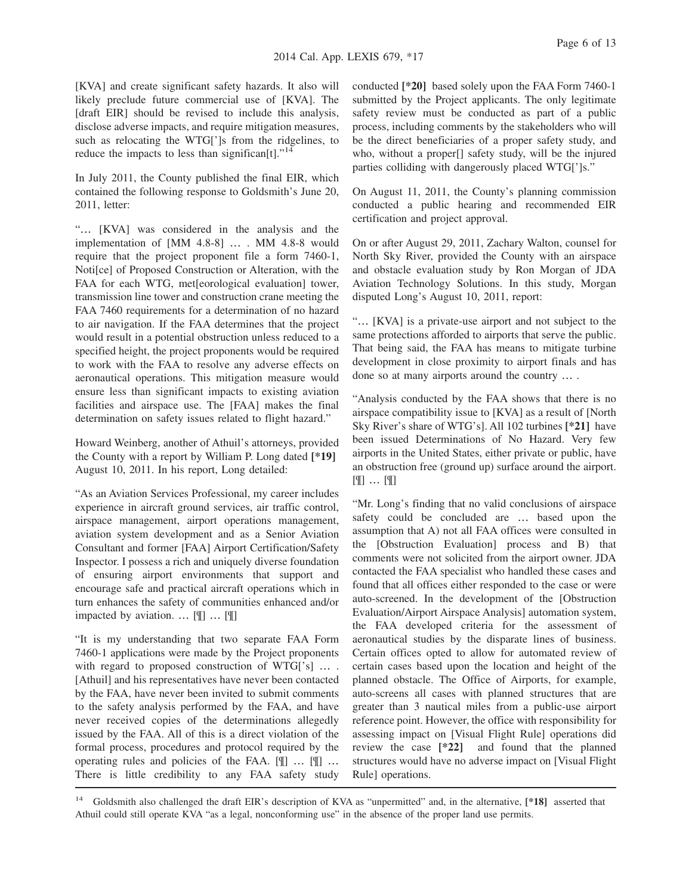[KVA] and create significant safety hazards. It also will likely preclude future commercial use of [KVA]. The [draft EIR] should be revised to include this analysis, disclose adverse impacts, and require mitigation measures, such as relocating the WTG[']s from the ridgelines, to reduce the impacts to less than significan[t]."[14]

In July 2011, the County published the final EIR, which contained the following response to Goldsmith's June 20, 2011, letter:

"… [KVA] was considered in the analysis and the implementation of [MM 4.8-8] … . MM 4.8-8 would require that the project proponent file a form 7460-1, Noti[ce] of Proposed Construction or Alteration, with the FAA for each WTG, met[eorological evaluation] tower, transmission line tower and construction crane meeting the FAA 7460 requirements for a determination of no hazard to air navigation. If the FAA determines that the project would result in a potential obstruction unless reduced to a specified height, the project proponents would be required to work with the FAA to resolve any adverse effects on aeronautical operations. This mitigation measure would ensure less than significant impacts to existing aviation facilities and airspace use. The [FAA] makes the final determination on safety issues related to flight hazard."

Howard Weinberg, another of Athuil's attorneys, provided the County with a report by William P. Long dated **[*19]** August 10, 2011. In his report, Long detailed:

"As an Aviation Services Professional, my career includes experience in aircraft ground services, air traffic control, airspace management, airport operations management, aviation system development and as a Senior Aviation Consultant and former [FAA] Airport Certification/Safety Inspector. I possess a rich and uniquely diverse foundation of ensuring airport environments that support and encourage safe and practical aircraft operations which in turn enhances the safety of communities enhanced and/or impacted by aviation. … [¶] … [¶]

"It is my understanding that two separate FAA Form 7460-1 applications were made by the Project proponents with regard to proposed construction of WTG['s] … . [Athuil] and his representatives have never been contacted by the FAA, have never been invited to submit comments to the safety analysis performed by the FAA, and have never received copies of the determinations allegedly issued by the FAA. All of this is a direct violation of the formal process, procedures and protocol required by the operating rules and policies of the FAA. [¶] … [¶] … There is little credibility to any FAA safety study conducted **[*20]** based solely upon the FAA Form 7460-1 submitted by the Project applicants. The only legitimate safety review must be conducted as part of a public process, including comments by the stakeholders who will be the direct beneficiaries of a proper safety study, and who, without a proper[] safety study, will be the injured parties colliding with dangerously placed WTG[']s."

On August 11, 2011, the County's planning commission conducted a public hearing and recommended EIR certification and project approval.

On or after August 29, 2011, Zachary Walton, counsel for North Sky River, provided the County with an airspace and obstacle evaluation study by Ron Morgan of JDA Aviation Technology Solutions. In this study, Morgan disputed Long's August 10, 2011, report:

"… [KVA] is a private-use airport and not subject to the same protections afforded to airports that serve the public. That being said, the FAA has means to mitigate turbine development in close proximity to airport finals and has done so at many airports around the country … .

"Analysis conducted by the FAA shows that there is no airspace compatibility issue to [KVA] as a result of [North Sky River's share of WTG's]. All 102 turbines **[*21]** have been issued Determinations of No Hazard. Very few airports in the United States, either private or public, have an obstruction free (ground up) surface around the airport. [¶] … [¶]

"Mr. Long's finding that no valid conclusions of airspace safety could be concluded are … based upon the assumption that A) not all FAA offices were consulted in the [Obstruction Evaluation] process and B) that comments were not solicited from the airport owner. JDA contacted the FAA specialist who handled these cases and found that all offices either responded to the case or were auto-screened. In the development of the [Obstruction Evaluation/Airport Airspace Analysis] automation system, the FAA developed criteria for the assessment of aeronautical studies by the disparate lines of business. Certain offices opted to allow for automated review of certain cases based upon the location and height of the planned obstacle. The Office of Airports, for example, auto-screens all cases with planned structures that are greater than 3 nautical miles from a public-use airport reference point. However, the office with responsibility for assessing impact on [Visual Flight Rule] operations did review the case **[*22]** and found that the planned structures would have no adverse impact on [Visual Flight Rule] operations.

---

[14] Goldsmith also challenged the draft EIR's description of KVA as "unpermitted" and, in the alternative, **[*18]** asserted that Athuil could still operate KVA "as a legal, nonconforming use" in the absence of the proper land use permits.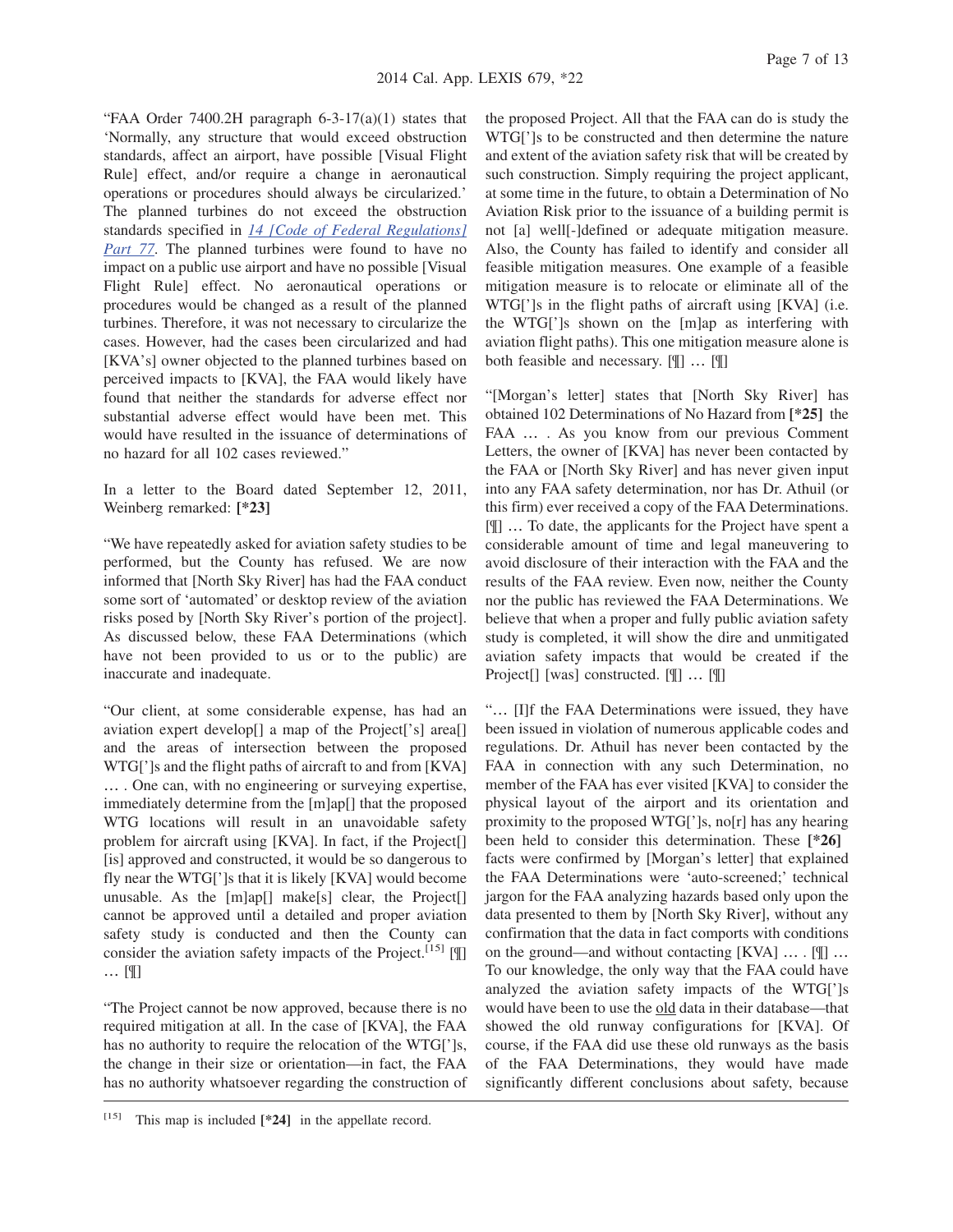"FAA Order 7400.2H paragraph 6-3-17(a)(1) states that 'Normally, any structure that would exceed obstruction standards, affect an airport, have possible [Visual Flight Rule] effect, and/or require a change in aeronautical operations or procedures should always be circularized.' The planned turbines do not exceed the obstruction standards specified in *14 [Code of Federal Regulations] Part 77*. The planned turbines were found to have no impact on a public use airport and have no possible [Visual Flight Rule] effect. No aeronautical operations or procedures would be changed as a result of the planned turbines. Therefore, it was not necessary to circularize the cases. However, had the cases been circularized and had [KVA's] owner objected to the planned turbines based on perceived impacts to [KVA], the FAA would likely have found that neither the standards for adverse effect nor substantial adverse effect would have been met. This would have resulted in the issuance of determinations of no hazard for all 102 cases reviewed."

In a letter to the Board dated September 12, 2011, Weinberg remarked: **[*23]**

"We have repeatedly asked for aviation safety studies to be performed, but the County has refused. We are now informed that [North Sky River] has had the FAA conduct some sort of 'automated' or desktop review of the aviation risks posed by [North Sky River's portion of the project]. As discussed below, these FAA Determinations (which have not been provided to us or to the public) are inaccurate and inadequate.

"Our client, at some considerable expense, has had an aviation expert develop[] a map of the Project['s] area[] and the areas of intersection between the proposed WTG[']s and the flight paths of aircraft to and from [KVA] … . One can, with no engineering or surveying expertise, immediately determine from the [m]ap[] that the proposed WTG locations will result in an unavoidable safety problem for aircraft using [KVA]. In fact, if the Project[] [is] approved and constructed, it would be so dangerous to fly near the WTG[']s that it is likely [KVA] would become unusable. As the [m]ap[] make[s] clear, the Project[] cannot be approved until a detailed and proper aviation safety study is conducted and then the County can consider the aviation safety impacts of the Project.[15] [¶] … [¶]

"The Project cannot be now approved, because there is no required mitigation at all. In the case of [KVA], the FAA has no authority to require the relocation of the WTG[']s, the change in their size or orientation—in fact, the FAA has no authority whatsoever regarding the construction of the proposed Project. All that the FAA can do is study the WTG[']s to be constructed and then determine the nature and extent of the aviation safety risk that will be created by such construction. Simply requiring the project applicant, at some time in the future, to obtain a Determination of No Aviation Risk prior to the issuance of a building permit is not [a] well[-]defined or adequate mitigation measure. Also, the County has failed to identify and consider all feasible mitigation measures. One example of a feasible mitigation measure is to relocate or eliminate all of the WTG[']s in the flight paths of aircraft using [KVA] (i.e. the WTG[']s shown on the [m]ap as interfering with aviation flight paths). This one mitigation measure alone is both feasible and necessary. [¶] … [¶]

"[Morgan's letter] states that [North Sky River] has obtained 102 Determinations of No Hazard from **[*25]** the FAA … . As you know from our previous Comment Letters, the owner of [KVA] has never been contacted by the FAA or [North Sky River] and has never given input into any FAA safety determination, nor has Dr. Athuil (or this firm) ever received a copy of the FAA Determinations. [¶] … To date, the applicants for the Project have spent a considerable amount of time and legal maneuvering to avoid disclosure of their interaction with the FAA and the results of the FAA review. Even now, neither the County nor the public has reviewed the FAA Determinations. We believe that when a proper and fully public aviation safety study is completed, it will show the dire and unmitigated aviation safety impacts that would be created if the Project[] [was] constructed. [¶] … [¶]

"… [I]f the FAA Determinations were issued, they have been issued in violation of numerous applicable codes and regulations. Dr. Athuil has never been contacted by the FAA in connection with any such Determination, no member of the FAA has ever visited [KVA] to consider the physical layout of the airport and its orientation and proximity to the proposed WTG[']s, no[r] has any hearing been held to consider this determination. These **[*26]** facts were confirmed by [Morgan's letter] that explained the FAA Determinations were 'auto-screened;' technical jargon for the FAA analyzing hazards based only upon the data presented to them by [North Sky River], without any confirmation that the data in fact comports with conditions on the ground—and without contacting [KVA] … . [¶] … To our knowledge, the only way that the FAA could have analyzed the aviation safety impacts of the WTG[']s would have been to use the <u>old</u> data in their database—that showed the old runway configurations for [KVA]. Of course, if the FAA did use these old runways as the basis of the FAA Determinations, they would have made significantly different conclusions about safety, because

---

[15] This map is included **[*24]** in the appellate record.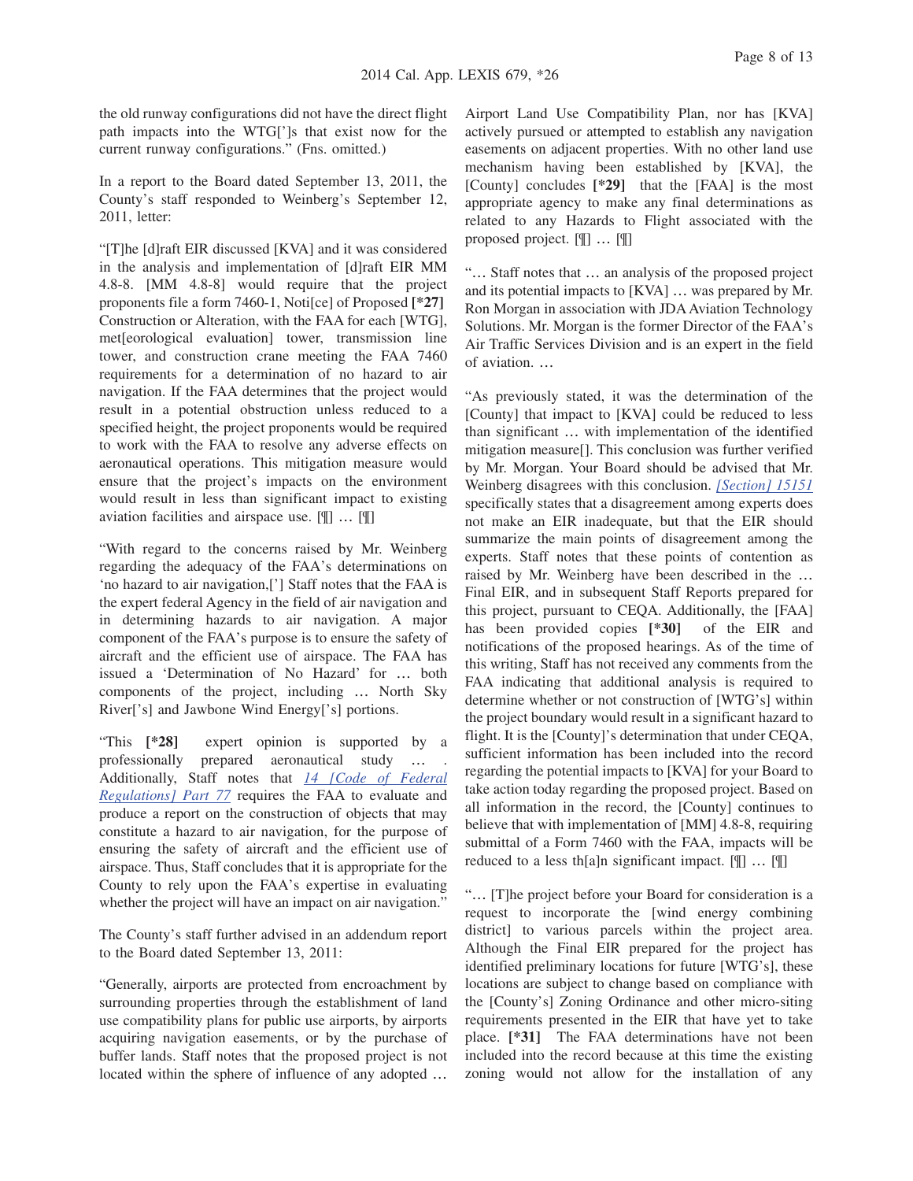the old runway configurations did not have the direct flight path impacts into the WTG[']s that exist now for the current runway configurations." (Fns. omitted.)

In a report to the Board dated September 13, 2011, the County's staff responded to Weinberg's September 12, 2011, letter:

"[T]he [d]raft EIR discussed [KVA] and it was considered in the analysis and implementation of [d]raft EIR MM 4.8-8. [MM 4.8-8] would require that the project proponents file a form 7460-1, Noti[ce] of Proposed **[*27]** Construction or Alteration, with the FAA for each [WTG], met[eorological evaluation] tower, transmission line tower, and construction crane meeting the FAA 7460 requirements for a determination of no hazard to air navigation. If the FAA determines that the project would result in a potential obstruction unless reduced to a specified height, the project proponents would be required to work with the FAA to resolve any adverse effects on aeronautical operations. This mitigation measure would ensure that the project's impacts on the environment would result in less than significant impact to existing aviation facilities and airspace use. [¶] … [¶]

"With regard to the concerns raised by Mr. Weinberg regarding the adequacy of the FAA's determinations on 'no hazard to air navigation,['] Staff notes that the FAA is the expert federal Agency in the field of air navigation and in determining hazards to air navigation. A major component of the FAA's purpose is to ensure the safety of aircraft and the efficient use of airspace. The FAA has issued a 'Determination of No Hazard' for … both components of the project, including … North Sky River['s] and Jawbone Wind Energy['s] portions.

"This **[*28]** expert opinion is supported by a professionally prepared aeronautical study … . Additionally, Staff notes that *14 [Code of Federal Regulations] Part 77* requires the FAA to evaluate and produce a report on the construction of objects that may constitute a hazard to air navigation, for the purpose of ensuring the safety of aircraft and the efficient use of airspace. Thus, Staff concludes that it is appropriate for the County to rely upon the FAA's expertise in evaluating whether the project will have an impact on air navigation."

The County's staff further advised in an addendum report to the Board dated September 13, 2011:

"Generally, airports are protected from encroachment by surrounding properties through the establishment of land use compatibility plans for public use airports, by airports acquiring navigation easements, or by the purchase of buffer lands. Staff notes that the proposed project is not located within the sphere of influence of any adopted … Airport Land Use Compatibility Plan, nor has [KVA] actively pursued or attempted to establish any navigation easements on adjacent properties. With no other land use mechanism having been established by [KVA], the [County] concludes **[*29]** that the [FAA] is the most appropriate agency to make any final determinations as related to any Hazards to Flight associated with the proposed project. [¶] … [¶]

"… Staff notes that … an analysis of the proposed project and its potential impacts to [KVA] … was prepared by Mr. Ron Morgan in association with JDA Aviation Technology Solutions. Mr. Morgan is the former Director of the FAA's Air Traffic Services Division and is an expert in the field of aviation. …

"As previously stated, it was the determination of the [County] that impact to [KVA] could be reduced to less than significant … with implementation of the identified mitigation measure[]. This conclusion was further verified by Mr. Morgan. Your Board should be advised that Mr. Weinberg disagrees with this conclusion. *[Section] 15151* specifically states that a disagreement among experts does not make an EIR inadequate, but that the EIR should summarize the main points of disagreement among the experts. Staff notes that these points of contention as raised by Mr. Weinberg have been described in the … Final EIR, and in subsequent Staff Reports prepared for this project, pursuant to CEQA. Additionally, the [FAA] has been provided copies **[*30]** of the EIR and notifications of the proposed hearings. As of the time of this writing, Staff has not received any comments from the FAA indicating that additional analysis is required to determine whether or not construction of [WTG's] within the project boundary would result in a significant hazard to flight. It is the [County]'s determination that under CEQA, sufficient information has been included into the record regarding the potential impacts to [KVA] for your Board to take action today regarding the proposed project. Based on all information in the record, the [County] continues to believe that with implementation of [MM] 4.8-8, requiring submittal of a Form 7460 with the FAA, impacts will be reduced to a less th[a]n significant impact. [¶] … [¶]

"… [T]he project before your Board for consideration is a request to incorporate the [wind energy combining district] to various parcels within the project area. Although the Final EIR prepared for the project has identified preliminary locations for future [WTG's], these locations are subject to change based on compliance with the [County's] Zoning Ordinance and other micro-siting requirements presented in the EIR that have yet to take place. **[*31]** The FAA determinations have not been included into the record because at this time the existing zoning would not allow for the installation of any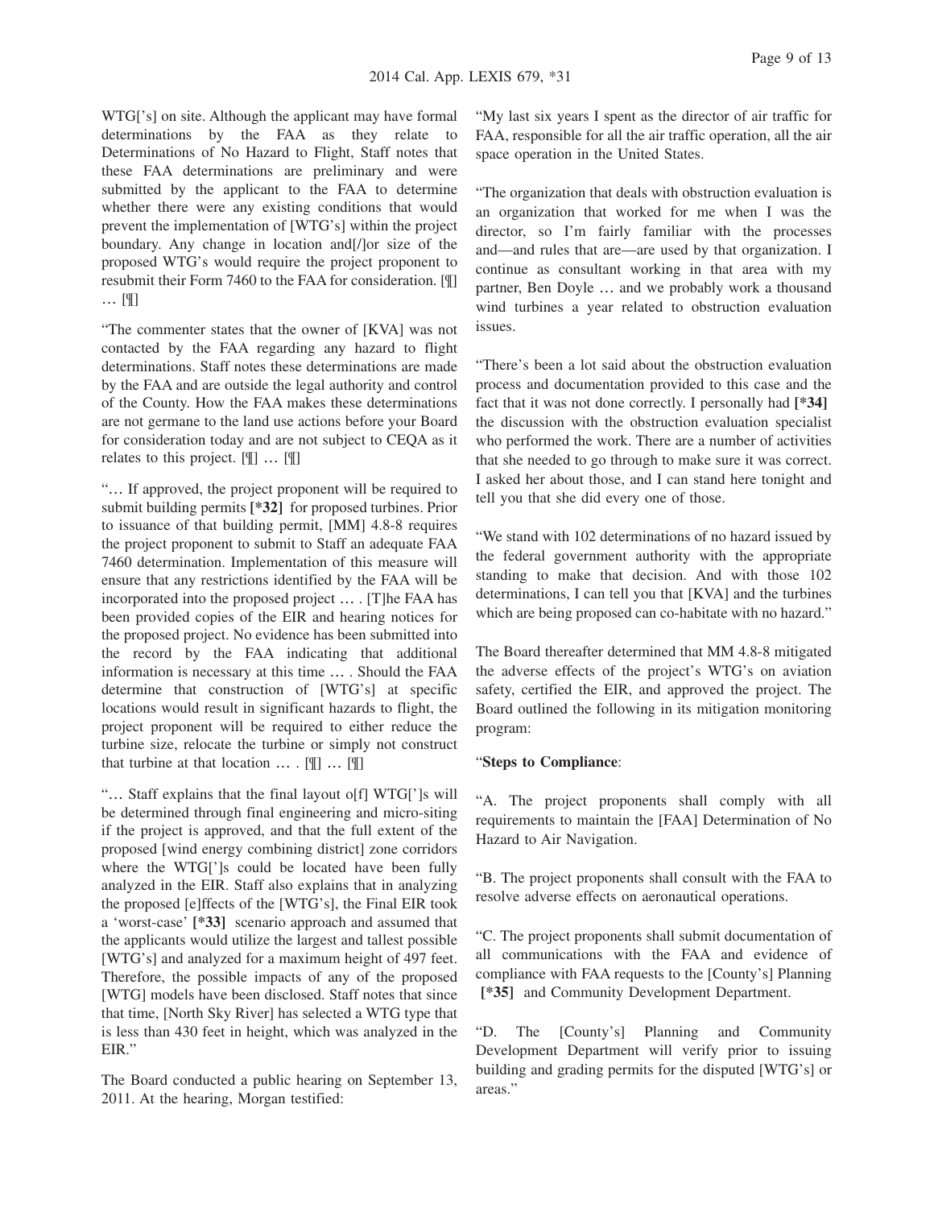WTG['s] on site. Although the applicant may have formal determinations by the FAA as they relate to Determinations of No Hazard to Flight, Staff notes that these FAA determinations are preliminary and were submitted by the applicant to the FAA to determine whether there were any existing conditions that would prevent the implementation of [WTG's] within the project boundary. Any change in location and[/]or size of the proposed WTG's would require the project proponent to resubmit their Form 7460 to the FAA for consideration. [¶] … [¶]

"The commenter states that the owner of [KVA] was not contacted by the FAA regarding any hazard to flight determinations. Staff notes these determinations are made by the FAA and are outside the legal authority and control of the County. How the FAA makes these determinations are not germane to the land use actions before your Board for consideration today and are not subject to CEQA as it relates to this project. [¶] … [¶]

"… If approved, the project proponent will be required to submit building permits **[*32]** for proposed turbines. Prior to issuance of that building permit, [MM] 4.8-8 requires the project proponent to submit to Staff an adequate FAA 7460 determination. Implementation of this measure will ensure that any restrictions identified by the FAA will be incorporated into the proposed project … . [T]he FAA has been provided copies of the EIR and hearing notices for the proposed project. No evidence has been submitted into the record by the FAA indicating that additional information is necessary at this time … . Should the FAA determine that construction of [WTG's] at specific locations would result in significant hazards to flight, the project proponent will be required to either reduce the turbine size, relocate the turbine or simply not construct that turbine at that location … . [¶] … [¶]

"… Staff explains that the final layout o[f] WTG[']s will be determined through final engineering and micro-siting if the project is approved, and that the full extent of the proposed [wind energy combining district] zone corridors where the WTG[']s could be located have been fully analyzed in the EIR. Staff also explains that in analyzing the proposed [e]ffects of the [WTG's], the Final EIR took a 'worst-case' **[*33]** scenario approach and assumed that the applicants would utilize the largest and tallest possible [WTG's] and analyzed for a maximum height of 497 feet. Therefore, the possible impacts of any of the proposed [WTG] models have been disclosed. Staff notes that since that time, [North Sky River] has selected a WTG type that is less than 430 feet in height, which was analyzed in the EIR."

The Board conducted a public hearing on September 13, 2011. At the hearing, Morgan testified:

"My last six years I spent as the director of air traffic for FAA, responsible for all the air traffic operation, all the air space operation in the United States.

"The organization that deals with obstruction evaluation is an organization that worked for me when I was the director, so I'm fairly familiar with the processes and—and rules that are—are used by that organization. I continue as consultant working in that area with my partner, Ben Doyle … and we probably work a thousand wind turbines a year related to obstruction evaluation issues.

"There's been a lot said about the obstruction evaluation process and documentation provided to this case and the fact that it was not done correctly. I personally had **[*34]** the discussion with the obstruction evaluation specialist who performed the work. There are a number of activities that she needed to go through to make sure it was correct. I asked her about those, and I can stand here tonight and tell you that she did every one of those.

"We stand with 102 determinations of no hazard issued by the federal government authority with the appropriate standing to make that decision. And with those 102 determinations, I can tell you that [KVA] and the turbines which are being proposed can co-habitate with no hazard."

The Board thereafter determined that MM 4.8-8 mitigated the adverse effects of the project's WTG's on aviation safety, certified the EIR, and approved the project. The Board outlined the following in its mitigation monitoring program:

"**Steps to Compliance**:

"A. The project proponents shall comply with all requirements to maintain the [FAA] Determination of No Hazard to Air Navigation.

"B. The project proponents shall consult with the FAA to resolve adverse effects on aeronautical operations.

"C. The project proponents shall submit documentation of all communications with the FAA and evidence of compliance with FAA requests to the [County's] Planning **[*35]** and Community Development Department.

"D. The [County's] Planning and Community Development Department will verify prior to issuing building and grading permits for the disputed [WTG's] or areas."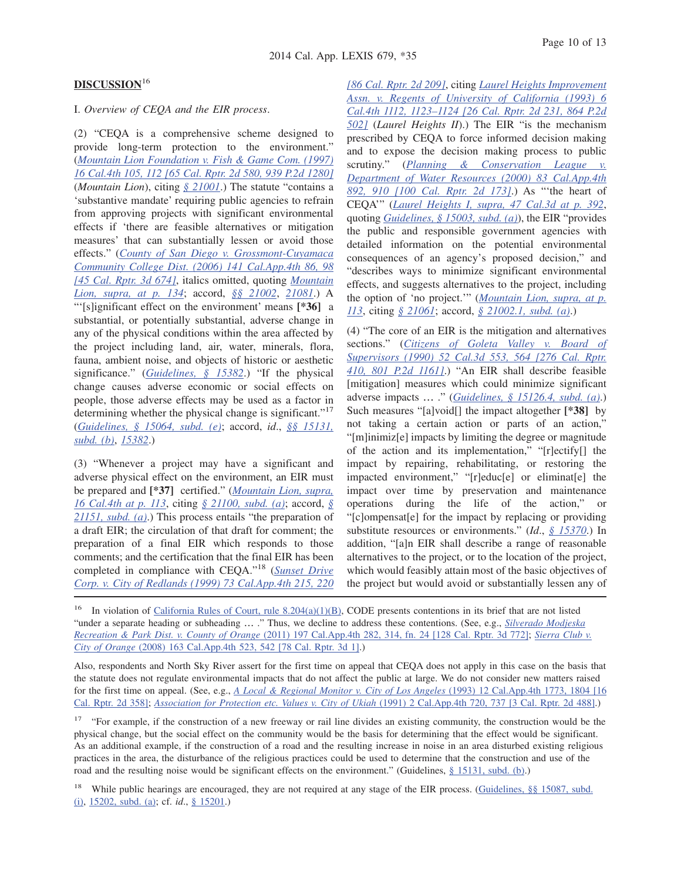**DISCUSSION**[16]

I. *Overview of CEQA and the EIR process.*

(2) "CEQA is a comprehensive scheme designed to provide long-term protection to the environment." (*Mountain Lion Foundation v. Fish & Game Com. (1997) 16 Cal.4th 105, 112 [65 Cal. Rptr. 2d 580, 939 P.2d 1280]* (*Mountain Lion*), citing *§ 21001*.) The statute "contains a 'substantive mandate' requiring public agencies to refrain from approving projects with significant environmental effects if 'there are feasible alternatives or mitigation measures' that can substantially lessen or avoid those effects." (*County of San Diego v. Grossmont-Cuyamaca Community College Dist. (2006) 141 Cal.App.4th 86, 98 [45 Cal. Rptr. 3d 674]*, italics omitted, quoting *Mountain Lion, supra, at p. 134*; accord, *§§ 21002*, *21081*.) A "'[s]ignificant effect on the environment' means **[*36]** a substantial, or potentially substantial, adverse change in any of the physical conditions within the area affected by the project including land, air, water, minerals, flora, fauna, ambient noise, and objects of historic or aesthetic significance." (*Guidelines, § 15382*.) "If the physical change causes adverse economic or social effects on people, those adverse effects may be used as a factor in determining whether the physical change is significant."[17] (*Guidelines, § 15064, subd. (e)*; accord, *id.*, *§§ 15131, subd. (b)*, *15382*.)

(3) "Whenever a project may have a significant and adverse physical effect on the environment, an EIR must be prepared and **[*37]** certified." (*Mountain Lion, supra, 16 Cal.4th at p. 113*, citing *§ 21100, subd. (a)*; accord, *§ 21151, subd. (a)*.) This process entails "the preparation of a draft EIR; the circulation of that draft for comment; the preparation of a final EIR which responds to those comments; and the certification that the final EIR has been completed in compliance with CEQA."[18] (*Sunset Drive Corp. v. City of Redlands (1999) 73 Cal.App.4th 215, 220 [86 Cal. Rptr. 2d 209]*, citing *Laurel Heights Improvement Assn. v. Regents of University of California (1993) 6 Cal.4th 1112, 1123–1124 [26 Cal. Rptr. 2d 231, 864 P.2d 502]* (*Laurel Heights II*).) The EIR "is the mechanism prescribed by CEQA to force informed decision making and to expose the decision making process to public scrutiny." (*Planning & Conservation League v. Department of Water Resources (2000) 83 Cal.App.4th 892, 910 [100 Cal. Rptr. 2d 173]*.) As "'the heart of CEQA'" (*Laurel Heights I, supra, 47 Cal.3d at p. 392*, quoting *Guidelines, § 15003, subd. (a)*), the EIR "provides the public and responsible government agencies with detailed information on the potential environmental consequences of an agency's proposed decision," and "describes ways to minimize significant environmental effects, and suggests alternatives to the project, including the option of 'no project.'" (*Mountain Lion, supra, at p. 113*, citing *§ 21061*; accord, *§ 21002.1, subd. (a)*.)

(4) "The core of an EIR is the mitigation and alternatives sections." (*Citizens of Goleta Valley v. Board of Supervisors (1990) 52 Cal.3d 553, 564 [276 Cal. Rptr. 410, 801 P.2d 1161]*.) "An EIR shall describe feasible [mitigation] measures which could minimize significant adverse impacts … ." (*Guidelines, § 15126.4, subd. (a)*.) Such measures "[a]void[] the impact altogether **[*38]** by not taking a certain action or parts of an action," "[m]inimiz[e] impacts by limiting the degree or magnitude of the action and its implementation," "[r]ectify[] the impact by repairing, rehabilitating, or restoring the impacted environment," "[r]educ[e] or eliminat[e] the impact over time by preservation and maintenance operations during the life of the action," or "[c]ompensat[e] for the impact by replacing or providing substitute resources or environments." (*Id.*, *§ 15370*.) In addition, "[a]n EIR shall describe a range of reasonable alternatives to the project, or to the location of the project, which would feasibly attain most of the basic objectives of the project but would avoid or substantially lessen any of

---

[16] In violation of California Rules of Court, rule 8.204(a)(1)(B), CODE presents contentions in its brief that are not listed "under a separate heading or subheading … ." Thus, we decline to address these contentions. (See, e.g., *Silverado Modjeska Recreation & Park Dist. v. County of Orange* (2011) 197 Cal.App.4th 282, 314, fn. 24 [128 Cal. Rptr. 3d 772]; *Sierra Club v. City of Orange* (2008) 163 Cal.App.4th 523, 542 [78 Cal. Rptr. 3d 1].)

Also, respondents and North Sky River assert for the first time on appeal that CEQA does not apply in this case on the basis that the statute does not regulate environmental impacts that do not affect the public at large. We do not consider new matters raised for the first time on appeal. (See, e.g., *A Local & Regional Monitor v. City of Los Angeles* (1993) 12 Cal.App.4th 1773, 1804 [16 Cal. Rptr. 2d 358]; *Association for Protection etc. Values v. City of Ukiah* (1991) 2 Cal.App.4th 720, 737 [3 Cal. Rptr. 2d 488].)

[17] "For example, if the construction of a new freeway or rail line divides an existing community, the construction would be the physical change, but the social effect on the community would be the basis for determining that the effect would be significant. As an additional example, if the construction of a road and the resulting increase in noise in an area disturbed existing religious practices in the area, the disturbance of the religious practices could be used to determine that the construction and use of the road and the resulting noise would be significant effects on the environment." (Guidelines, § 15131, subd. (b).)

[18] While public hearings are encouraged, they are not required at any stage of the EIR process. (Guidelines, §§ 15087, subd. (i), 15202, subd. (a); cf. *id.*, § 15201.)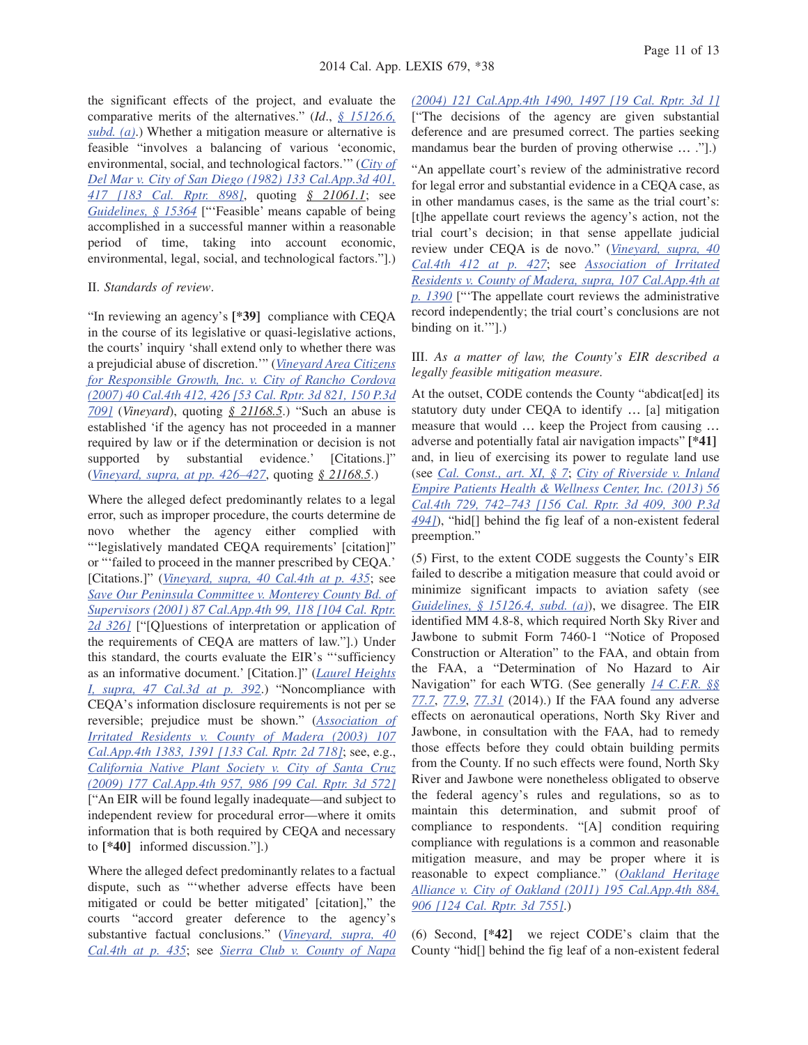the significant effects of the project, and evaluate the comparative merits of the alternatives." (*Id*., § 15126.6, subd. (a).) Whether a mitigation measure or alternative is feasible "involves a balancing of various 'economic, environmental, social, and technological factors.'" (City of Del Mar v. City of San Diego (1982) 133 Cal.App.3d 401, 417 [183 Cal. Rptr. 898], quoting § 21061.1; see Guidelines, § 15364 ["'Feasible' means capable of being accomplished in a successful manner within a reasonable period of time, taking into account economic, environmental, legal, social, and technological factors."].)

II. *Standards of review*.

"In reviewing an agency's **[*39]** compliance with CEQA in the course of its legislative or quasi-legislative actions, the courts' inquiry 'shall extend only to whether there was a prejudicial abuse of discretion.'" (Vineyard Area Citizens for Responsible Growth, Inc. v. City of Rancho Cordova (2007) 40 Cal.4th 412, 426 [53 Cal. Rptr. 3d 821, 150 P.3d 709] (*Vineyard*), quoting § 21168.5.) "Such an abuse is established 'if the agency has not proceeded in a manner required by law or if the determination or decision is not supported by substantial evidence.' [Citations.]" (Vineyard, supra, at pp. 426–427, quoting § 21168.5.)

Where the alleged defect predominantly relates to a legal error, such as improper procedure, the courts determine de novo whether the agency either complied with "'legislatively mandated CEQA requirements' [citation]" or "'failed to proceed in the manner prescribed by CEQA.' [Citations.]" (Vineyard, supra, 40 Cal.4th at p. 435; see Save Our Peninsula Committee v. Monterey County Bd. of Supervisors (2001) 87 Cal.App.4th 99, 118 [104 Cal. Rptr. 2d 326] ["[Q]uestions of interpretation or application of the requirements of CEQA are matters of law."].) Under this standard, the courts evaluate the EIR's "'sufficiency as an informative document.' [Citation.]" (Laurel Heights I, supra, 47 Cal.3d at p. 392.) "Noncompliance with CEQA's information disclosure requirements is not per se reversible; prejudice must be shown." (Association of Irritated Residents v. County of Madera (2003) 107 Cal.App.4th 1383, 1391 [133 Cal. Rptr. 2d 718]; see, e.g., California Native Plant Society v. City of Santa Cruz (2009) 177 Cal.App.4th 957, 986 [99 Cal. Rptr. 3d 572] ["An EIR will be found legally inadequate—and subject to independent review for procedural error—where it omits information that is both required by CEQA and necessary to **[*40]** informed discussion."].)

Where the alleged defect predominantly relates to a factual dispute, such as "'whether adverse effects have been mitigated or could be better mitigated' [citation]," the courts "accord greater deference to the agency's substantive factual conclusions." (Vineyard, supra, 40 Cal.4th at p. 435; see Sierra Club v. County of Napa (2004) 121 Cal.App.4th 1490, 1497 [19 Cal. Rptr. 3d 1] ["The decisions of the agency are given substantial deference and are presumed correct. The parties seeking mandamus bear the burden of proving otherwise … ."].)

"An appellate court's review of the administrative record for legal error and substantial evidence in a CEQA case, as in other mandamus cases, is the same as the trial court's: [t]he appellate court reviews the agency's action, not the trial court's decision; in that sense appellate judicial review under CEQA is de novo." (Vineyard, supra, 40 Cal.4th 412 at p. 427; see Association of Irritated Residents v. County of Madera, supra, 107 Cal.App.4th at p. 1390 ["'The appellate court reviews the administrative record independently; the trial court's conclusions are not binding on it.'"].)

III. *As a matter of law, the County's EIR described a legally feasible mitigation measure.*

At the outset, CODE contends the County "abdicat[ed] its statutory duty under CEQA to identify … [a] mitigation measure that would … keep the Project from causing … adverse and potentially fatal air navigation impacts" **[*41]** and, in lieu of exercising its power to regulate land use (see Cal. Const., art. XI, § 7; City of Riverside v. Inland Empire Patients Health & Wellness Center, Inc. (2013) 56 Cal.4th 729, 742–743 [156 Cal. Rptr. 3d 409, 300 P.3d 494]), "hid[] behind the fig leaf of a non-existent federal preemption."

(5) First, to the extent CODE suggests the County's EIR failed to describe a mitigation measure that could avoid or minimize significant impacts to aviation safety (see Guidelines, § 15126.4, subd. (a)), we disagree. The EIR identified MM 4.8-8, which required North Sky River and Jawbone to submit Form 7460-1 "Notice of Proposed Construction or Alteration" to the FAA, and obtain from the FAA, a "Determination of No Hazard to Air Navigation" for each WTG. (See generally 14 C.F.R. §§ 77.7, 77.9, 77.31 (2014).) If the FAA found any adverse effects on aeronautical operations, North Sky River and Jawbone, in consultation with the FAA, had to remedy those effects before they could obtain building permits from the County. If no such effects were found, North Sky River and Jawbone were nonetheless obligated to observe the federal agency's rules and regulations, so as to maintain this determination, and submit proof of compliance to respondents. "[A] condition requiring compliance with regulations is a common and reasonable mitigation measure, and may be proper where it is reasonable to expect compliance." (Oakland Heritage Alliance v. City of Oakland (2011) 195 Cal.App.4th 884, 906 [124 Cal. Rptr. 3d 755].)

(6) Second, **[*42]** we reject CODE's claim that the County "hid[] behind the fig leaf of a non-existent federal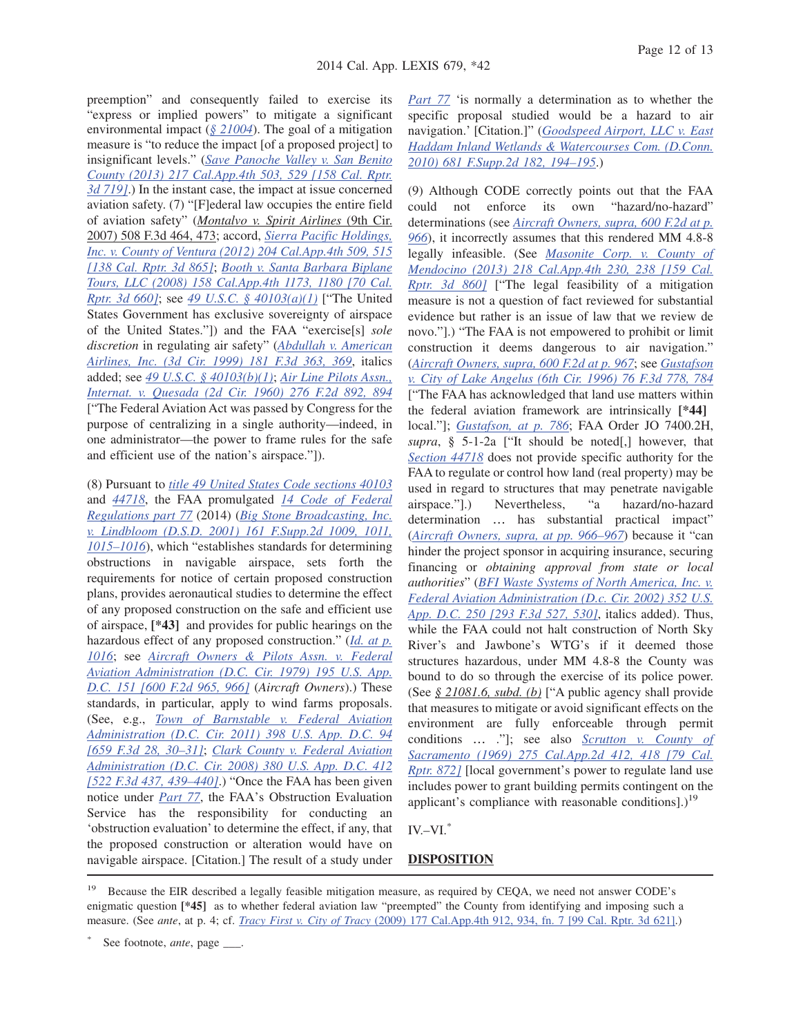preemption" and consequently failed to exercise its "express or implied powers" to mitigate a significant environmental impact (§ 21004). The goal of a mitigation measure is "to reduce the impact [of a proposed project] to insignificant levels." (*Save Panoche Valley v. San Benito County (2013) 217 Cal.App.4th 503, 529 [158 Cal. Rptr. 3d 719]*.) In the instant case, the impact at issue concerned aviation safety. (7) "[F]ederal law occupies the entire field of aviation safety" (*Montalvo v. Spirit Airlines* (9th Cir. 2007) 508 F.3d 464, 473; accord, *Sierra Pacific Holdings, Inc. v. County of Ventura (2012) 204 Cal.App.4th 509, 515 [138 Cal. Rptr. 3d 865]*; *Booth v. Santa Barbara Biplane Tours, LLC (2008) 158 Cal.App.4th 1173, 1180 [70 Cal. Rptr. 3d 660]*; see 49 U.S.C. § 40103(a)(1) ["The United States Government has exclusive sovereignty of airspace of the United States."]) and the FAA "exercise[s] *sole discretion* in regulating air safety" (*Abdullah v. American Airlines, Inc. (3d Cir. 1999) 181 F.3d 363, 369*, italics added; see 49 U.S.C. § 40103(b)(1); *Air Line Pilots Assn., Internat. v. Quesada (2d Cir. 1960) 276 F.2d 892, 894* ["The Federal Aviation Act was passed by Congress for the purpose of centralizing in a single authority—indeed, in one administrator—the power to frame rules for the safe and efficient use of the nation's airspace."]).

(8) Pursuant to title 49 United States Code sections 40103 and 44718, the FAA promulgated 14 Code of Federal Regulations part 77 (2014) (*Big Stone Broadcasting, Inc. v. Lindbloom (D.S.D. 2001) 161 F.Supp.2d 1009, 1011, 1015–1016*), which "establishes standards for determining obstructions in navigable airspace, sets forth the requirements for notice of certain proposed construction plans, provides aeronautical studies to determine the effect of any proposed construction on the safe and efficient use of airspace, **[\*43]** and provides for public hearings on the hazardous effect of any proposed construction." (*Id. at p. 1016*; see *Aircraft Owners & Pilots Assn. v. Federal Aviation Administration (D.C. Cir. 1979) 195 U.S. App. D.C. 151 [600 F.2d 965, 966]* (*Aircraft Owners*).) These standards, in particular, apply to wind farms proposals. (See, e.g., *Town of Barnstable v. Federal Aviation Administration (D.C. Cir. 2011) 398 U.S. App. D.C. 94 [659 F.3d 28, 30–31]*; *Clark County v. Federal Aviation Administration (D.C. Cir. 2008) 380 U.S. App. D.C. 412 [522 F.3d 437, 439–440]*.) "Once the FAA has been given notice under Part 77, the FAA's Obstruction Evaluation Service has the responsibility for conducting an 'obstruction evaluation' to determine the effect, if any, that the proposed construction or alteration would have on navigable airspace. [Citation.] The result of a study under Part 77 'is normally a determination as to whether the specific proposal studied would be a hazard to air navigation.' [Citation.]" (*Goodspeed Airport, LLC v. East Haddam Inland Wetlands & Watercourses Com. (D.Conn. 2010) 681 F.Supp.2d 182, 194–195*.)

(9) Although CODE correctly points out that the FAA could not enforce its own "hazard/no-hazard" determinations (see *Aircraft Owners, supra, 600 F.2d at p. 966*), it incorrectly assumes that this rendered MM 4.8-8 legally infeasible. (See *Masonite Corp. v. County of Mendocino (2013) 218 Cal.App.4th 230, 238 [159 Cal. Rptr. 3d 860]* ["The legal feasibility of a mitigation measure is not a question of fact reviewed for substantial evidence but rather is an issue of law that we review de novo."].) "The FAA is not empowered to prohibit or limit construction it deems dangerous to air navigation." (*Aircraft Owners, supra, 600 F.2d at p. 967*; see *Gustafson v. City of Lake Angelus (6th Cir. 1996) 76 F.3d 778, 784* ["The FAA has acknowledged that land use matters within the federal aviation framework are intrinsically **[\*44]** local."]; *Gustafson, at p. 786*; FAA Order JO 7400.2H, *supra*, § 5-1-2a ["It should be noted[,] however, that Section 44718 does not provide specific authority for the FAA to regulate or control how land (real property) may be used in regard to structures that may penetrate navigable airspace."].) Nevertheless, "a hazard/no-hazard determination … has substantial practical impact" (*Aircraft Owners, supra, at pp. 966–967*) because it "can hinder the project sponsor in acquiring insurance, securing financing or *obtaining approval from state or local authorities*" (*BFI Waste Systems of North America, Inc. v. Federal Aviation Administration (D.c. Cir. 2002) 352 U.S. App. D.C. 250 [293 F.3d 527, 530]*, italics added). Thus, while the FAA could not halt construction of North Sky River's and Jawbone's WTG's if it deemed those structures hazardous, under MM 4.8-8 the County was bound to do so through the exercise of its police power. (See § 21081.6, subd. (b) ["A public agency shall provide that measures to mitigate or avoid significant effects on the environment are fully enforceable through permit conditions … ."]; see also *Scrutton v. County of Sacramento (1969) 275 Cal.App.2d 412, 418 [79 Cal. Rptr. 872]* [local government's power to regulate land use includes power to grant building permits contingent on the applicant's compliance with reasonable conditions].)[19]

IV.–VI.[*]

## DISPOSITION

---

[19] Because the EIR described a legally feasible mitigation measure, as required by CEQA, we need not answer CODE's enigmatic question **[\*45]** as to whether federal aviation law "preempted" the County from identifying and imposing such a measure. (See *ante*, at p. 4; cf. *Tracy First v. City of Tracy* (2009) 177 Cal.App.4th 912, 934, fn. 7 [99 Cal. Rptr. 3d 621].)

[*] See footnote, *ante*, page ___.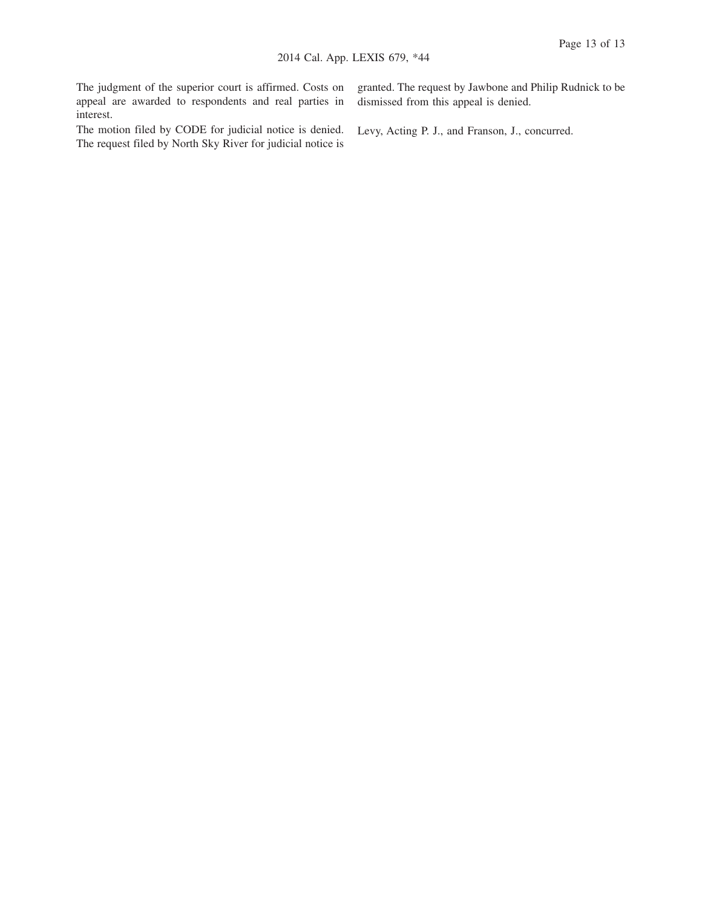The judgment of the superior court is affirmed. Costs on appeal are awarded to respondents and real parties in interest.

The motion filed by CODE for judicial notice is denied. The request filed by North Sky River for judicial notice is granted. The request by Jawbone and Philip Rudnick to be dismissed from this appeal is denied.

Levy, Acting P. J., and Franson, J., concurred.